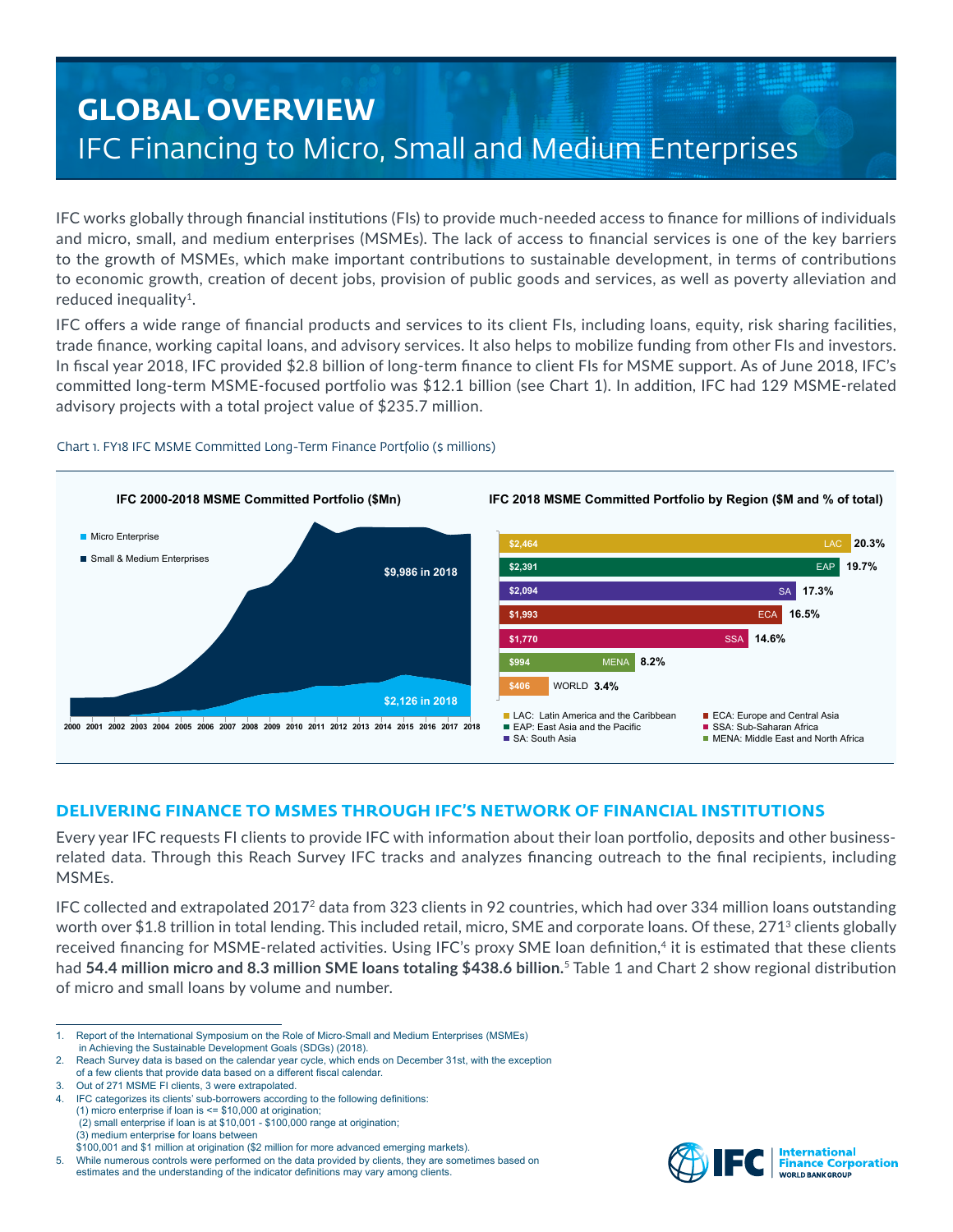# GLOBAL OVERVIEW

## IFC Financing to Micro, Small and Medium Enterprises

IFC works globally through financial institutions (FIs) to provide much-needed access to finance for millions of individuals and micro, small, and medium enterprises (MSMEs). The lack of access to financial services is one of the key barriers to the growth of MSMEs, which make important contributions to sustainable development, in terms of contributions to economic growth, creation of decent jobs, provision of public goods and services, as well as poverty alleviation and reduced inequality[1].

IFC offers a wide range of financial products and services to its client FIs, including loans, equity, risk sharing facilities, trade finance, working capital loans, and advisory services. It also helps to mobilize funding from other FIs and investors. In fiscal year 2018, IFC provided $2.8 billion of long-term finance to client FIs for MSME support. As of June 2018, IFC's committed long-term MSME-focused portfolio was $12.1 billion (see Chart 1). In addition, IFC had 129 MSME-related advisory projects with a total project value of $235.7 million.

Chart 1. FY18 IFC MSME Committed Long-Term Finance Portfolio ($ millions)

**IFC 2000-2018 MSME Committed Portfolio ($Mn)**

- Micro Enterprise: $2,126 in 2018
- Small & Medium Enterprises: $9,986 in 2018

**IFC 2018 MSME Committed Portfolio by Region ($M and % of total)**

| Region | $M | % of total |
|---|---|---|
| LAC | $2,464 | 20.3% |
| EAP | $2,391 | 19.7% |
| SA | $2,094 | 17.3% |
| ECA | $1,993 | 16.5% |
| SSA | $1,770 | 14.6% |
| MENA | $994 | 8.2% |
| WORLD | $406 | 3.4% |

LAC: Latin America and the Caribbean; EAP: East Asia and the Pacific; SA: South Asia; ECA: Europe and Central Asia; SSA: Sub-Saharan Africa; MENA: Middle East and North Africa

## DELIVERING FINANCE TO MSMES THROUGH IFC'S NETWORK OF FINANCIAL INSTITUTIONS

Every year IFC requests FI clients to provide IFC with information about their loan portfolio, deposits and other business-related data. Through this Reach Survey IFC tracks and analyzes financing outreach to the final recipients, including MSMEs.

IFC collected and extrapolated 2017[2] data from 323 clients in 92 countries, which had over 334 million loans outstanding worth over $1.8 trillion in total lending. This included retail, micro, SME and corporate loans. Of these, 271[3] clients globally received financing for MSME-related activities. Using IFC's proxy SME loan definition,[4] it is estimated that these clients had **54.4 million micro and 8.3 million SME loans totaling $438.6 billion.**[5] Table 1 and Chart 2 show regional distribution of micro and small loans by volume and number.

1. Report of the International Symposium on the Role of Micro-Small and Medium Enterprises (MSMEs) in Achieving the Sustainable Development Goals (SDGs) (2018).
2. Reach Survey data is based on the calendar year cycle, which ends on December 31st, with the exception of a few clients that provide data based on a different fiscal calendar.
3. Out of 271 MSME FI clients, 3 were extrapolated.
4. IFC categorizes its clients' sub-borrowers according to the following definitions:
   (1) micro enterprise if loan is <= $10,000 at origination;
   (2) small enterprise if loan is at $10,001 - $100,000 range at origination;
   (3) medium enterprise for loans between $100,001 and $1 million at origination ($2 million for more advanced emerging markets).
5. While numerous controls were performed on the data provided by clients, they are sometimes based on estimates and the understanding of the indicator definitions may vary among clients.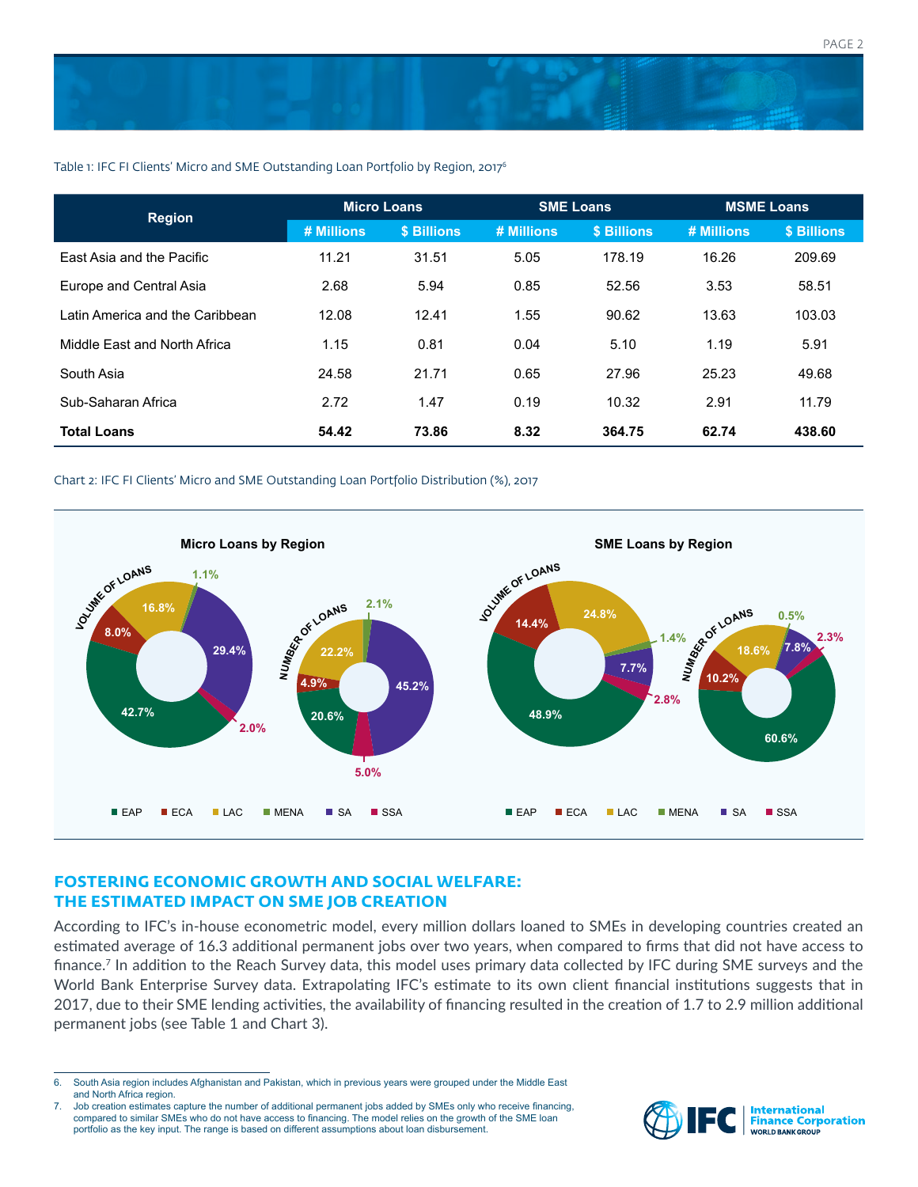Table 1: IFC FI Clients' Micro and SME Outstanding Loan Portfolio by Region, 2017[6]

| Region | Micro Loans | | SME Loans | | MSME Loans | |
|---|---|---|---|---|---|---|
| | # Millions | $ Billions | # Millions | $ Billions | # Millions | $ Billions |
| East Asia and the Pacific | 11.21 | 31.51 | 5.05 | 178.19 | 16.26 | 209.69 |
| Europe and Central Asia | 2.68 | 5.94 | 0.85 | 52.56 | 3.53 | 58.51 |
| Latin America and the Caribbean | 12.08 | 12.41 | 1.55 | 90.62 | 13.63 | 103.03 |
| Middle East and North Africa | 1.15 | 0.81 | 0.04 | 5.10 | 1.19 | 5.91 |
| South Asia | 24.58 | 21.71 | 0.65 | 27.96 | 25.23 | 49.68 |
| Sub-Saharan Africa | 2.72 | 1.47 | 0.19 | 10.32 | 2.91 | 11.79 |
| **Total Loans** | **54.42** | **73.86** | **8.32** | **364.75** | **62.74** | **438.60** |

Chart 2: IFC FI Clients' Micro and SME Outstanding Loan Portfolio Distribution (%), 2017

**Micro Loans by Region**

| | EAP | ECA | LAC | MENA | SA | SSA |
|---|---|---|---|---|---|---|
| Volume of Loans | 42.7% | 8.0% | 16.8% | 1.1% | 29.4% | 2.0% |
| Number of Loans | 20.6% | 4.9% | 22.2% | 2.1% | 45.2% | 5.0% |

**SME Loans by Region**

| | EAP | ECA | LAC | MENA | SA | SSA |
|---|---|---|---|---|---|---|
| Volume of Loans | 48.9% | 14.4% | 24.8% | 1.4% | 7.7% | 2.8% |
| Number of Loans | 60.6% | 10.2% | 18.6% | 0.5% | 7.8% | 2.3% |

## FOSTERING ECONOMIC GROWTH AND SOCIAL WELFARE: THE ESTIMATED IMPACT ON SME JOB CREATION

According to IFC's in-house econometric model, every million dollars loaned to SMEs in developing countries created an estimated average of 16.3 additional permanent jobs over two years, when compared to firms that did not have access to finance.[7] In addition to the Reach Survey data, this model uses primary data collected by IFC during SME surveys and the World Bank Enterprise Survey data. Extrapolating IFC's estimate to its own client financial institutions suggests that in 2017, due to their SME lending activities, the availability of financing resulted in the creation of 1.7 to 2.9 million additional permanent jobs (see Table 1 and Chart 3).

6. South Asia region includes Afghanistan and Pakistan, which in previous years were grouped under the Middle East and North Africa region.
7. Job creation estimates capture the number of additional permanent jobs added by SMEs only who receive financing, compared to similar SMEs who do not have access to financing. The model relies on the growth of the SME loan portfolio as the key input. The range is based on different assumptions about loan disbursement.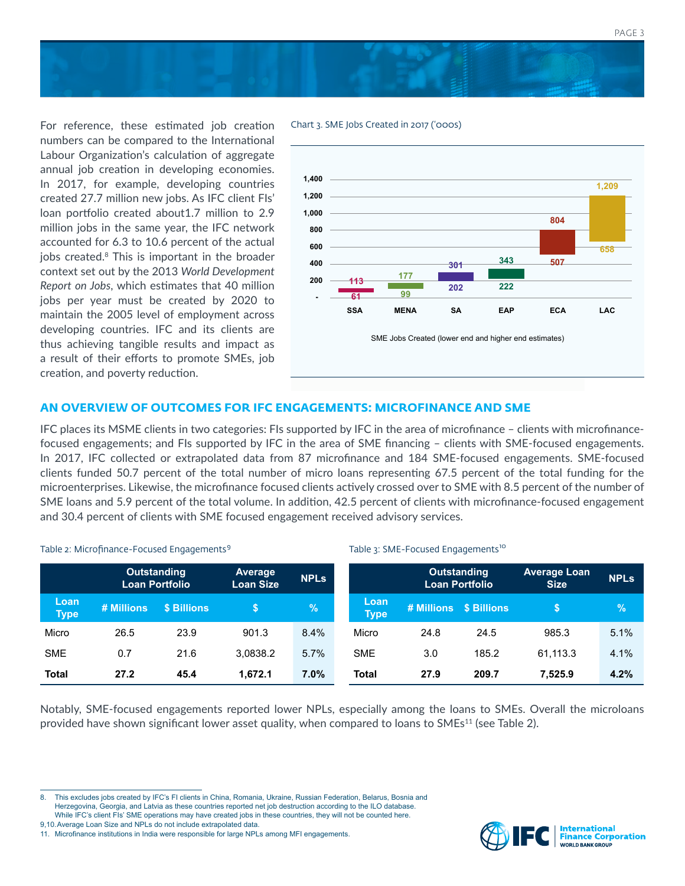For reference, these estimated job creation numbers can be compared to the International Labour Organization's calculation of aggregate annual job creation in developing economies. In 2017, for example, developing countries created 27.7 million new jobs. As IFC client FIs' loan portfolio created about1.7 million to 2.9 million jobs in the same year, the IFC network accounted for 6.3 to 10.6 percent of the actual jobs created.[8] This is important in the broader context set out by the 2013 *World Development Report on Jobs*, which estimates that 40 million jobs per year must be created by 2020 to maintain the 2005 level of employment across developing countries. IFC and its clients are thus achieving tangible results and impact as a result of their efforts to promote SMEs, job creation, and poverty reduction.

Chart 3. SME Jobs Created in 2017 ('000s)

| Region | Lower end | Higher end |
|---|---|---|
| SSA | 61 | 113 |
| MENA | 99 | 177 |
| SA | 202 | 301 |
| EAP | 222 | 343 |
| ECA | 507 | 804 |
| LAC | 658 | 1,209 |

SME Jobs Created (lower end and higher end estimates)

## AN OVERVIEW OF OUTCOMES FOR IFC ENGAGEMENTS: MICROFINANCE AND SME

IFC places its MSME clients in two categories: FIs supported by IFC in the area of microfinance – clients with microfinance-focused engagements; and FIs supported by IFC in the area of SME financing – clients with SME-focused engagements. In 2017, IFC collected or extrapolated data from 87 microfinance and 184 SME-focused engagements. SME-focused clients funded 50.7 percent of the total number of micro loans representing 67.5 percent of the total funding for the microenterprises. Likewise, the microfinance focused clients actively crossed over to SME with 8.5 percent of the number of SME loans and 5.9 percent of the total volume. In addition, 42.5 percent of clients with microfinance-focused engagement and 30.4 percent of clients with SME focused engagement received advisory services.

Table 2: Microfinance-Focused Engagements[9]

| | Outstanding Loan Portfolio | | Average Loan Size | NPLs |
|---|---|---|---|---|
| **Loan Type** | **# Millions** | **$ Billions** | **$** | **%** |
| Micro | 26.5 | 23.9 | 901.3 | 8.4% |
| SME | 0.7 | 21.6 | 3,0838.2 | 5.7% |
| **Total** | **27.2** | **45.4** | **1,672.1** | **7.0%** |

Table 3: SME-Focused Engagements[10]

| | Outstanding Loan Portfolio | | Average Loan Size | NPLs |
|---|---|---|---|---|
| **Loan Type** | **# Millions** | **$ Billions** | **$** | **%** |
| Micro | 24.8 | 24.5 | 985.3 | 5.1% |
| SME | 3.0 | 185.2 | 61,113.3 | 4.1% |
| **Total** | **27.9** | **209.7** | **7,525.9** | **4.2%** |

Notably, SME-focused engagements reported lower NPLs, especially among the loans to SMEs. Overall the microloans provided have shown significant lower asset quality, when compared to loans to SMEs[11] (see Table 2).

---

8. This excludes jobs created by IFC's FI clients in China, Romania, Ukraine, Russian Federation, Belarus, Bosnia and Herzegovina, Georgia, and Latvia as these countries reported net job destruction according to the ILO database. While IFC's client FIs' SME operations may have created jobs in these countries, they will not be counted here.

9,10. Average Loan Size and NPLs do not include extrapolated data.

11. Microfinance institutions in India were responsible for large NPLs among MFI engagements.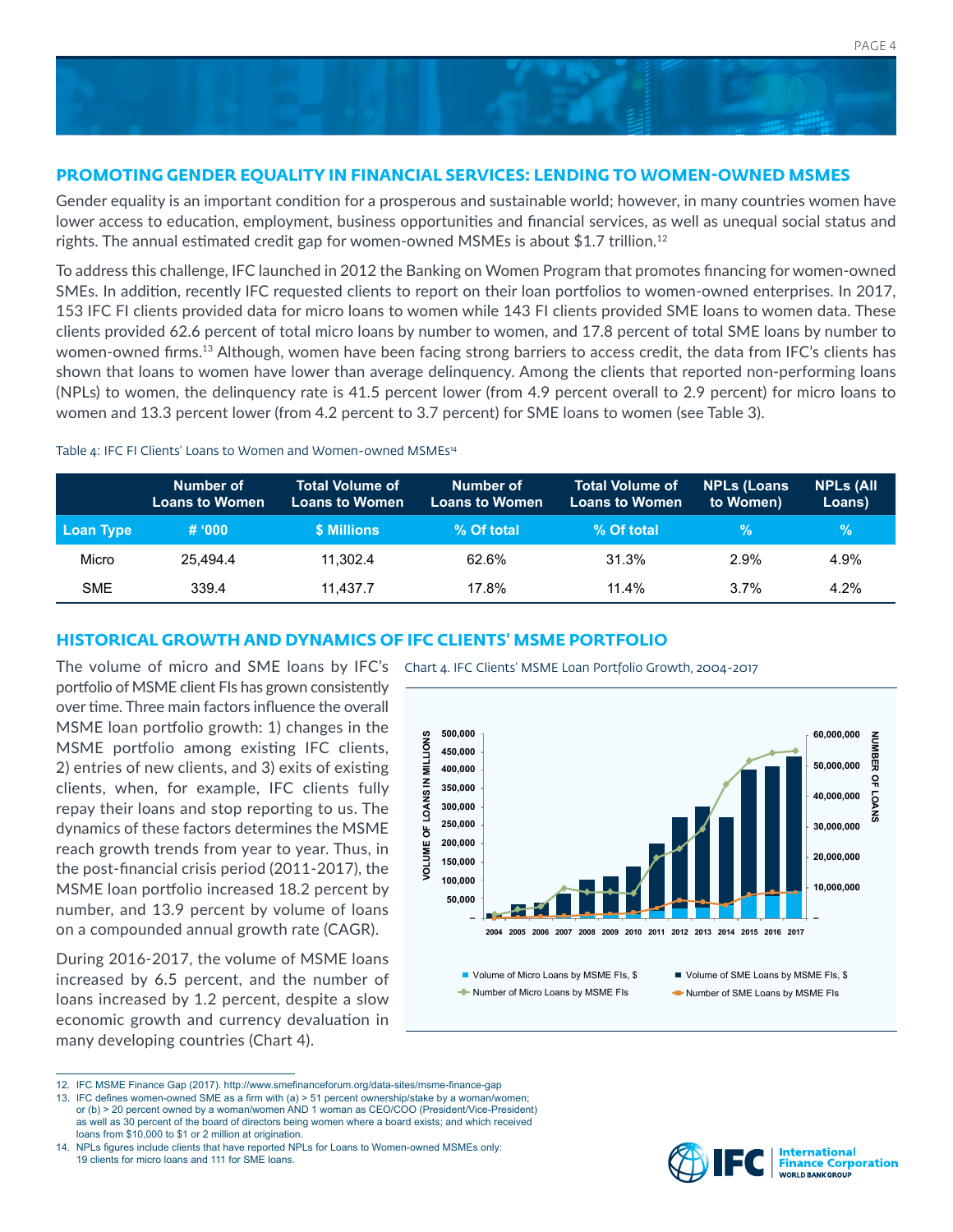## PROMOTING GENDER EQUALITY IN FINANCIAL SERVICES: LENDING TO WOMEN-OWNED MSMES

Gender equality is an important condition for a prosperous and sustainable world; however, in many countries women have lower access to education, employment, business opportunities and financial services, as well as unequal social status and rights. The annual estimated credit gap for women-owned MSMEs is about $1.7 trillion.[12]

To address this challenge, IFC launched in 2012 the Banking on Women Program that promotes financing for women-owned SMEs. In addition, recently IFC requested clients to report on their loan portfolios to women-owned enterprises. In 2017, 153 IFC FI clients provided data for micro loans to women while 143 FI clients provided SME loans to women data. These clients provided 62.6 percent of total micro loans by number to women, and 17.8 percent of total SME loans by number to women-owned firms.[13] Although, women have been facing strong barriers to access credit, the data from IFC's clients has shown that loans to women have lower than average delinquency. Among the clients that reported non-performing loans (NPLs) to women, the delinquency rate is 41.5 percent lower (from 4.9 percent overall to 2.9 percent) for micro loans to women and 13.3 percent lower (from 4.2 percent to 3.7 percent) for SME loans to women (see Table 3).

Table 4: IFC FI Clients' Loans to Women and Women-owned MSMEs[14]

| | Number of Loans to Women | Total Volume of Loans to Women | Number of Loans to Women | Total Volume of Loans to Women | NPLs (Loans to Women) | NPLs (All Loans) |
|---|---|---|---|---|---|---|
| **Loan Type** | **# '000** | **$ Millions** | **% Of total** | **% Of total** | **%** | **%** |
| Micro | 25,494.4 | 11,302.4 | 62.6% | 31.3% | 2.9% | 4.9% |
| SME | 339.4 | 11,437.7 | 17.8% | 11.4% | 3.7% | 4.2% |

## HISTORICAL GROWTH AND DYNAMICS OF IFC CLIENTS' MSME PORTFOLIO

The volume of micro and SME loans by IFC's portfolio of MSME client FIs has grown consistently over time. Three main factors influence the overall MSME loan portfolio growth: 1) changes in the MSME portfolio among existing IFC clients, 2) entries of new clients, and 3) exits of existing clients, when, for example, IFC clients fully repay their loans and stop reporting to us. The dynamics of these factors determines the MSME reach growth trends from year to year. Thus, in the post-financial crisis period (2011-2017), the MSME loan portfolio increased 18.2 percent by number, and 13.9 percent by volume of loans on a compounded annual growth rate (CAGR).

During 2016-2017, the volume of MSME loans increased by 6.5 percent, and the number of loans increased by 1.2 percent, despite a slow economic growth and currency devaluation in many developing countries (Chart 4).

Chart 4. IFC Clients' MSME Loan Portfolio Growth, 2004-2017

Legend: Volume of Micro Loans by MSME FIs, $; Volume of SME Loans by MSME FIs, $; Number of Micro Loans by MSME FIs; Number of SME Loans by MSME FIs

---

12. IFC MSME Finance Gap (2017). http://www.smefinanceforum.org/data-sites/msme-finance-gap
13. IFC defines women-owned SME as a firm with (a) > 51 percent ownership/stake by a woman/women; or (b) > 20 percent owned by a woman/women AND 1 woman as CEO/COO (President/Vice-President) as well as 30 percent of the board of directors being women where a board exists; and which received loans from $10,000 to $1 or 2 million at origination.
14. NPLs figures include clients that have reported NPLs for Loans to Women-owned MSMEs only: 19 clients for micro loans and 111 for SME loans.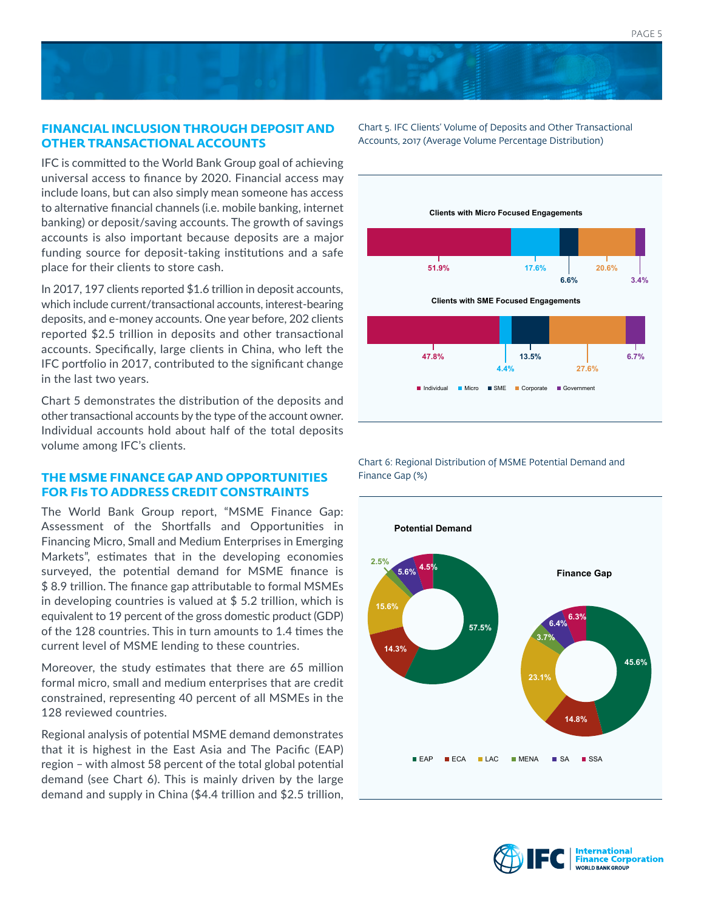## FINANCIAL INCLUSION THROUGH DEPOSIT AND OTHER TRANSACTIONAL ACCOUNTS

IFC is committed to the World Bank Group goal of achieving universal access to finance by 2020. Financial access may include loans, but can also simply mean someone has access to alternative financial channels (i.e. mobile banking, internet banking) or deposit/saving accounts. The growth of savings accounts is also important because deposits are a major funding source for deposit-taking institutions and a safe place for their clients to store cash.

In 2017, 197 clients reported $1.6 trillion in deposit accounts, which include current/transactional accounts, interest-bearing deposits, and e-money accounts. One year before, 202 clients reported $2.5 trillion in deposits and other transactional accounts. Specifically, large clients in China, who left the IFC portfolio in 2017, contributed to the significant change in the last two years.

Chart 5 demonstrates the distribution of the deposits and other transactional accounts by the type of the account owner. Individual accounts hold about half of the total deposits volume among IFC's clients.

Chart 5. IFC Clients' Volume of Deposits and Other Transactional Accounts, 2017 (Average Volume Percentage Distribution)

| | Individual | Micro | SME | Corporate | Government |
|---|---|---|---|---|---|
| Clients with Micro Focused Engagements | 51.9% | 17.6% | 6.6% | 20.6% | 3.4% |
| Clients with SME Focused Engagements | 47.8% | 4.4% | 13.5% | 27.6% | 6.7% |

## THE MSME FINANCE GAP AND OPPORTUNITIES FOR FIs TO ADDRESS CREDIT CONSTRAINTS

The World Bank Group report, "MSME Finance Gap: Assessment of the Shortfalls and Opportunities in Financing Micro, Small and Medium Enterprises in Emerging Markets", estimates that in the developing economies surveyed, the potential demand for MSME finance is $ 8.9 trillion. The finance gap attributable to formal MSMEs in developing countries is valued at $ 5.2 trillion, which is equivalent to 19 percent of the gross domestic product (GDP) of the 128 countries. This in turn amounts to 1.4 times the current level of MSME lending to these countries.

Moreover, the study estimates that there are 65 million formal micro, small and medium enterprises that are credit constrained, representing 40 percent of all MSMEs in the 128 reviewed countries.

Regional analysis of potential MSME demand demonstrates that it is highest in the East Asia and The Pacific (EAP) region – with almost 58 percent of the total global potential demand (see Chart 6). This is mainly driven by the large demand and supply in China ($4.4 trillion and $2.5 trillion,

Chart 6: Regional Distribution of MSME Potential Demand and Finance Gap (%)

| | EAP | ECA | LAC | MENA | SA | SSA |
|---|---|---|---|---|---|---|
| Potential Demand | 57.5% | 14.3% | 15.6% | 2.5% | 5.6% | 4.5% |
| Finance Gap | 45.6% | 14.8% | 23.1% | 3.7% | 6.4% | 6.3% |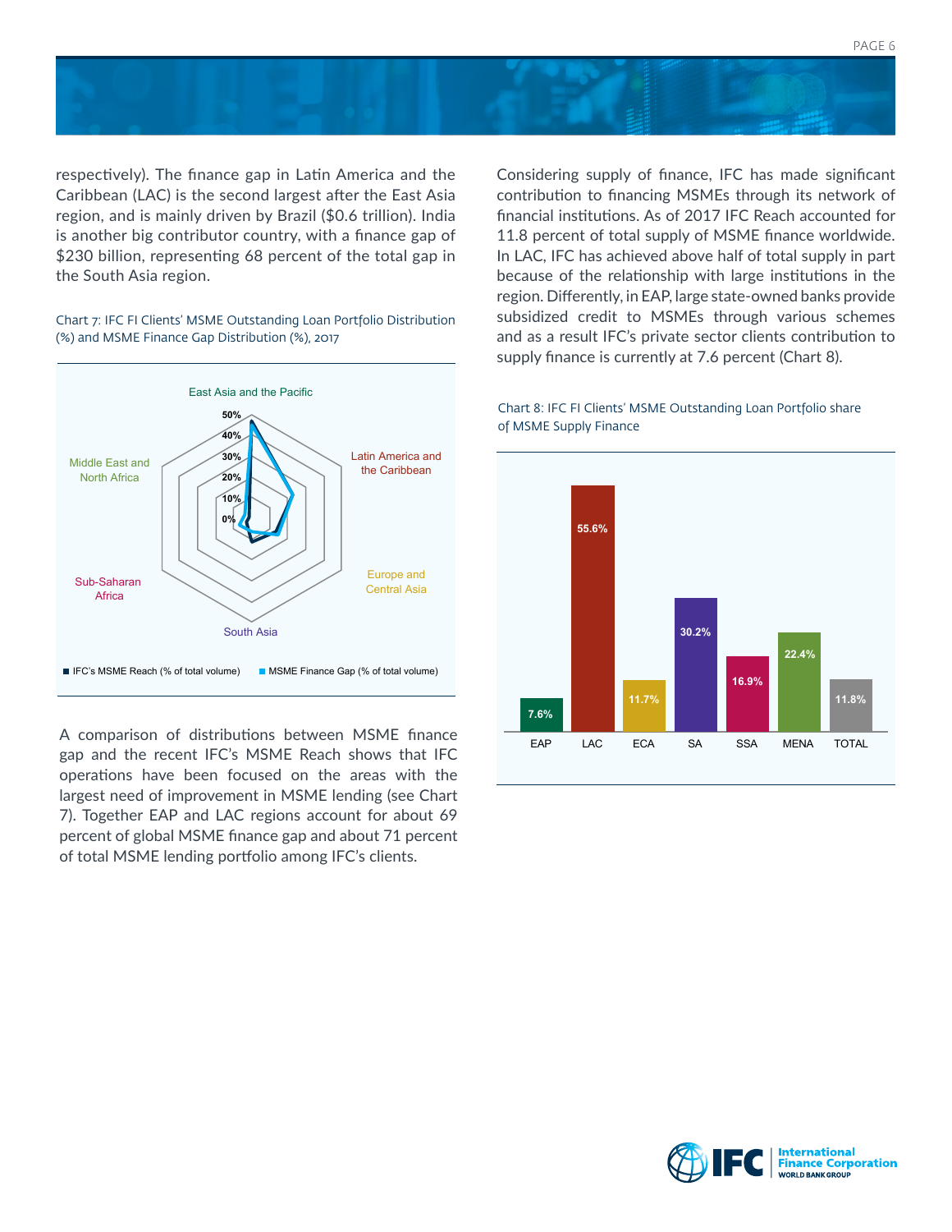respectively). The finance gap in Latin America and the Caribbean (LAC) is the second largest after the East Asia region, and is mainly driven by Brazil ($0.6 trillion). India is another big contributor country, with a finance gap of $230 billion, representing 68 percent of the total gap in the South Asia region.

Chart 7: IFC FI Clients' MSME Outstanding Loan Portfolio Distribution (%) and MSME Finance Gap Distribution (%), 2017

A comparison of distributions between MSME finance gap and the recent IFC's MSME Reach shows that IFC operations have been focused on the areas with the largest need of improvement in MSME lending (see Chart 7). Together EAP and LAC regions account for about 69 percent of global MSME finance gap and about 71 percent of total MSME lending portfolio among IFC's clients.

Considering supply of finance, IFC has made significant contribution to financing MSMEs through its network of financial institutions. As of 2017 IFC Reach accounted for 11.8 percent of total supply of MSME finance worldwide. In LAC, IFC has achieved above half of total supply in part because of the relationship with large institutions in the region. Differently, in EAP, large state-owned banks provide subsidized credit to MSMEs through various schemes and as a result IFC's private sector clients contribution to supply finance is currently at 7.6 percent (Chart 8).

Chart 8: IFC FI Clients' MSME Outstanding Loan Portfolio share of MSME Supply Finance

| EAP | LAC | ECA | SA | SSA | MENA | TOTAL |
|---|---|---|---|---|---|---|
| 7.6% | 55.6% | 11.7% | 30.2% | 16.9% | 22.4% | 11.8% |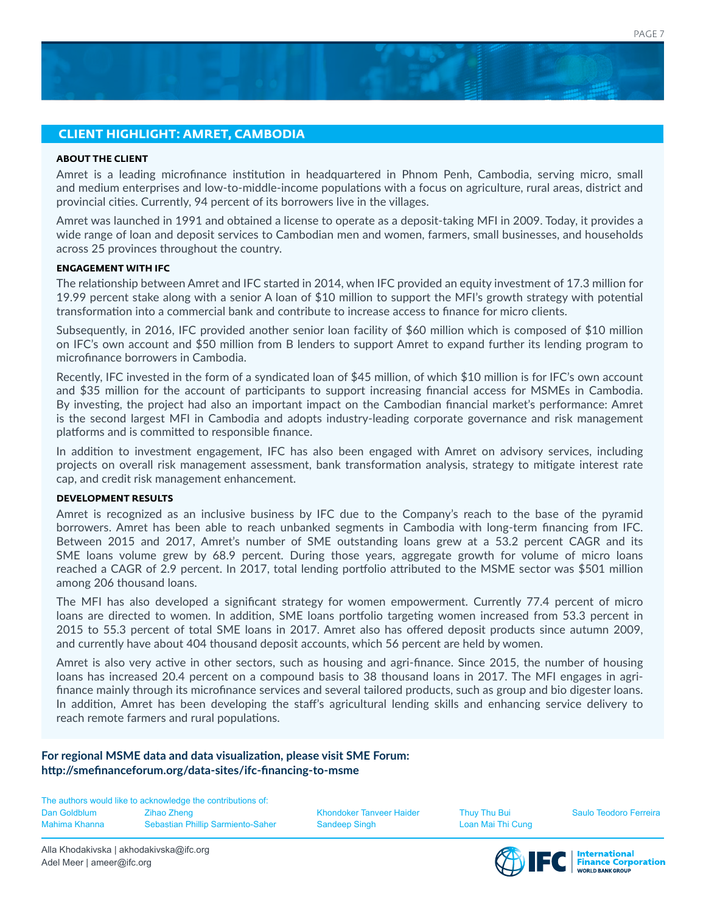## CLIENT HIGHLIGHT: AMRET, CAMBODIA

### ABOUT THE CLIENT

Amret is a leading microfinance institution in headquartered in Phnom Penh, Cambodia, serving micro, small and medium enterprises and low-to-middle-income populations with a focus on agriculture, rural areas, district and provincial cities. Currently, 94 percent of its borrowers live in the villages.

Amret was launched in 1991 and obtained a license to operate as a deposit-taking MFI in 2009. Today, it provides a wide range of loan and deposit services to Cambodian men and women, farmers, small businesses, and households across 25 provinces throughout the country.

### ENGAGEMENT WITH IFC

The relationship between Amret and IFC started in 2014, when IFC provided an equity investment of 17.3 million for 19.99 percent stake along with a senior A loan of $10 million to support the MFI's growth strategy with potential transformation into a commercial bank and contribute to increase access to finance for micro clients.

Subsequently, in 2016, IFC provided another senior loan facility of $60 million which is composed of $10 million on IFC's own account and $50 million from B lenders to support Amret to expand further its lending program to microfinance borrowers in Cambodia.

Recently, IFC invested in the form of a syndicated loan of $45 million, of which $10 million is for IFC's own account and $35 million for the account of participants to support increasing financial access for MSMEs in Cambodia. By investing, the project had also an important impact on the Cambodian financial market's performance: Amret is the second largest MFI in Cambodia and adopts industry-leading corporate governance and risk management platforms and is committed to responsible finance.

In addition to investment engagement, IFC has also been engaged with Amret on advisory services, including projects on overall risk management assessment, bank transformation analysis, strategy to mitigate interest rate cap, and credit risk management enhancement.

### DEVELOPMENT RESULTS

Amret is recognized as an inclusive business by IFC due to the Company's reach to the base of the pyramid borrowers. Amret has been able to reach unbanked segments in Cambodia with long-term financing from IFC. Between 2015 and 2017, Amret's number of SME outstanding loans grew at a 53.2 percent CAGR and its SME loans volume grew by 68.9 percent. During those years, aggregate growth for volume of micro loans reached a CAGR of 2.9 percent. In 2017, total lending portfolio attributed to the MSME sector was $501 million among 206 thousand loans.

The MFI has also developed a significant strategy for women empowerment. Currently 77.4 percent of micro loans are directed to women. In addition, SME loans portfolio targeting women increased from 53.3 percent in 2015 to 55.3 percent of total SME loans in 2017. Amret also has offered deposit products since autumn 2009, and currently have about 404 thousand deposit accounts, which 56 percent are held by women.

Amret is also very active in other sectors, such as housing and agri-finance. Since 2015, the number of housing loans has increased 20.4 percent on a compound basis to 38 thousand loans in 2017. The MFI engages in agri-finance mainly through its microfinance services and several tailored products, such as group and bio digester loans. In addition, Amret has been developing the staff's agricultural lending skills and enhancing service delivery to reach remote farmers and rural populations.

**For regional MSME data and data visualization, please visit SME Forum:**
**http://smefinanceforum.org/data-sites/ifc-financing-to-msme**

The authors would like to acknowledge the contributions of:

Dan Goldblum, Zihao Zheng, Khondoker Tanveer Haider, Thuy Thu Bui, Saulo Teodoro Ferreira, Mahima Khanna, Sebastian Phillip Sarmiento-Saher, Sandeep Singh, Loan Mai Thi Cung

Alla Khodakivska | akhodakivska@ifc.org
Adel Meer | ameer@ifc.org

IFC International Finance Corporation WORLD BANK GROUP